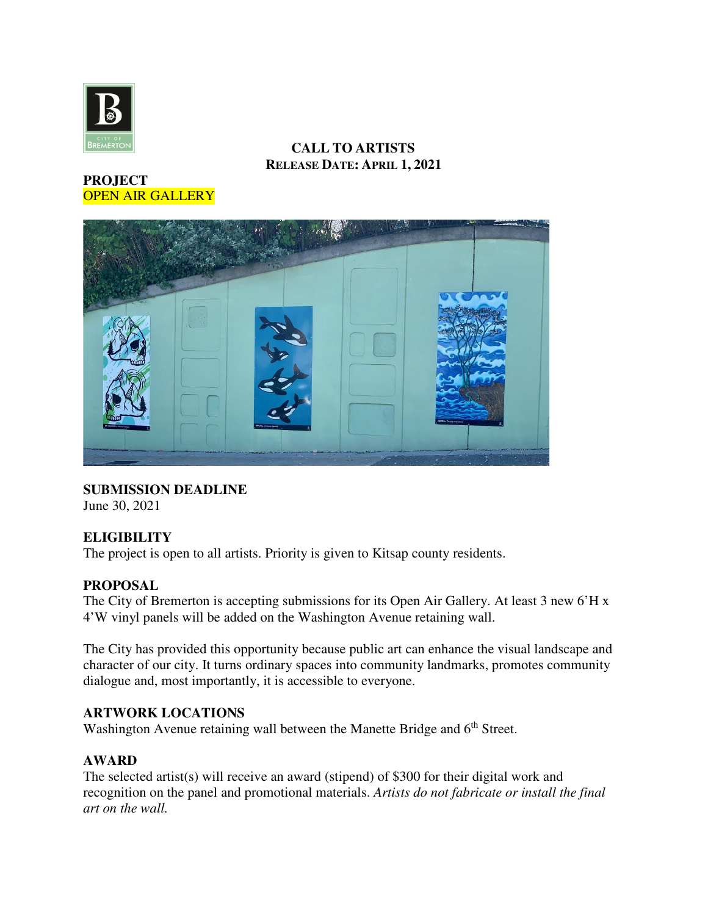**CALL TO ARTISTS**
**RELEASE DATE: APRIL 1, 2021**

**PROJECT**
OPEN AIR GALLERY

**SUBMISSION DEADLINE**
June 30, 2021

**ELIGIBILITY**
The project is open to all artists. Priority is given to Kitsap county residents.

**PROPOSAL**
The City of Bremerton is accepting submissions for its Open Air Gallery. At least 3 new 6'H x 4'W vinyl panels will be added on the Washington Avenue retaining wall.

The City has provided this opportunity because public art can enhance the visual landscape and character of our city. It turns ordinary spaces into community landmarks, promotes community dialogue and, most importantly, it is accessible to everyone.

**ARTWORK LOCATIONS**
Washington Avenue retaining wall between the Manette Bridge and 6th Street.

**AWARD**
The selected artist(s) will receive an award (stipend) of $300 for their digital work and recognition on the panel and promotional materials. *Artists do not fabricate or install the final art on the wall.*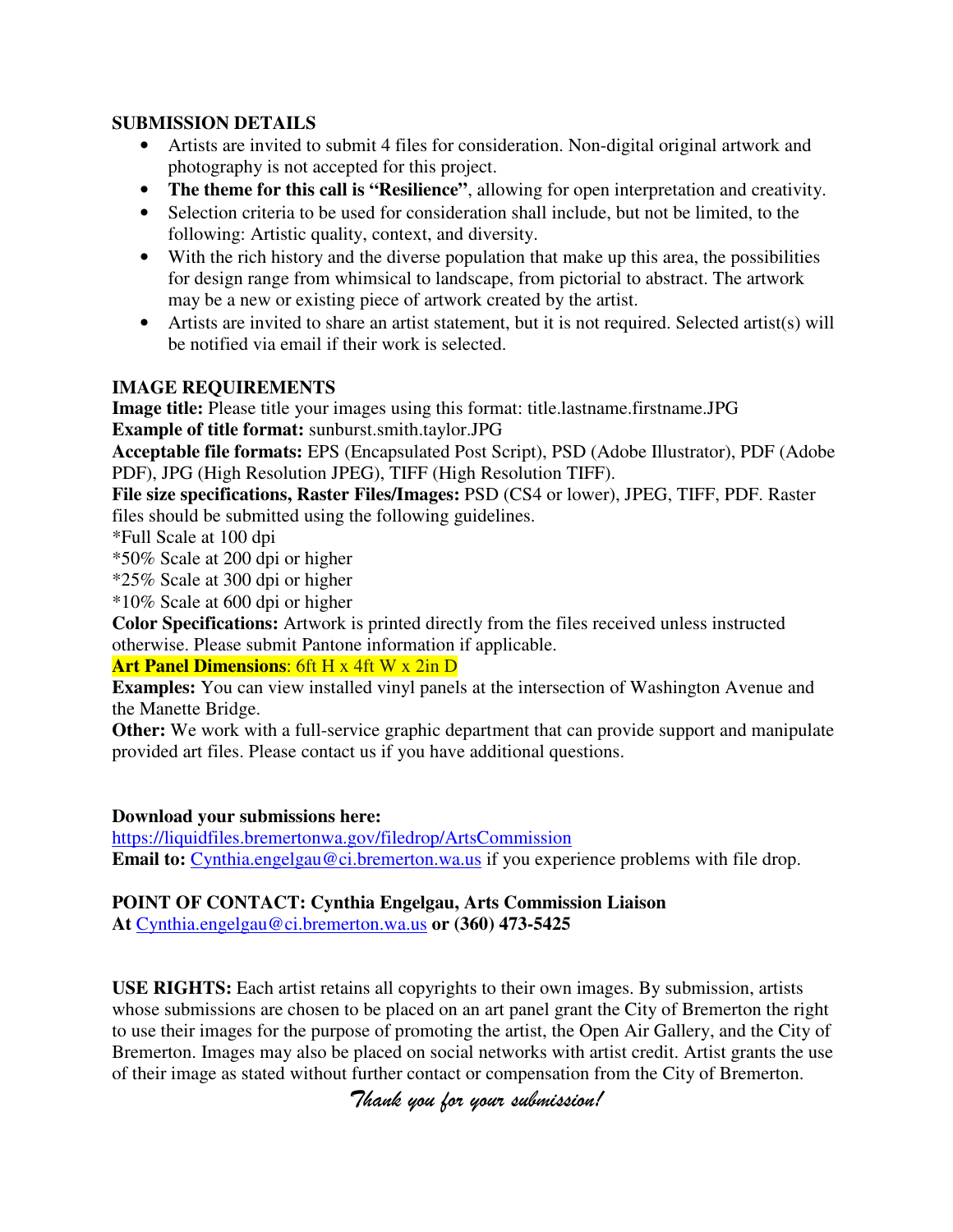## SUBMISSION DETAILS

- Artists are invited to submit 4 files for consideration. Non-digital original artwork and photography is not accepted for this project.
- **The theme for this call is "Resilience"**, allowing for open interpretation and creativity.
- Selection criteria to be used for consideration shall include, but not be limited, to the following: Artistic quality, context, and diversity.
- With the rich history and the diverse population that make up this area, the possibilities for design range from whimsical to landscape, from pictorial to abstract. The artwork may be a new or existing piece of artwork created by the artist.
- Artists are invited to share an artist statement, but it is not required. Selected artist(s) will be notified via email if their work is selected.

## IMAGE REQUIREMENTS

**Image title:** Please title your images using this format: title.lastname.firstname.JPG
**Example of title format:** sunburst.smith.taylor.JPG
**Acceptable file formats:** EPS (Encapsulated Post Script), PSD (Adobe Illustrator), PDF (Adobe PDF), JPG (High Resolution JPEG), TIFF (High Resolution TIFF).
**File size specifications, Raster Files/Images:** PSD (CS4 or lower), JPEG, TIFF, PDF. Raster files should be submitted using the following guidelines.
*Full Scale at 100 dpi
*50% Scale at 200 dpi or higher
*25% Scale at 300 dpi or higher
*10% Scale at 600 dpi or higher
**Color Specifications:** Artwork is printed directly from the files received unless instructed otherwise. Please submit Pantone information if applicable.
**Art Panel Dimensions**: 6ft H x 4ft W x 2in D
**Examples:** You can view installed vinyl panels at the intersection of Washington Avenue and the Manette Bridge.
**Other:** We work with a full-service graphic department that can provide support and manipulate provided art files. Please contact us if you have additional questions.

**Download your submissions here:**
https://liquidfiles.bremertonwa.gov/filedrop/ArtsCommission
**Email to:** Cynthia.engelgau@ci.bremerton.wa.us if you experience problems with file drop.

**POINT OF CONTACT: Cynthia Engelgau, Arts Commission Liaison**
**At** Cynthia.engelgau@ci.bremerton.wa.us **or (360) 473-5425**

**USE RIGHTS:** Each artist retains all copyrights to their own images. By submission, artists whose submissions are chosen to be placed on an art panel grant the City of Bremerton the right to use their images for the purpose of promoting the artist, the Open Air Gallery, and the City of Bremerton. Images may also be placed on social networks with artist credit. Artist grants the use of their image as stated without further contact or compensation from the City of Bremerton.

*Thank you for your submission!*